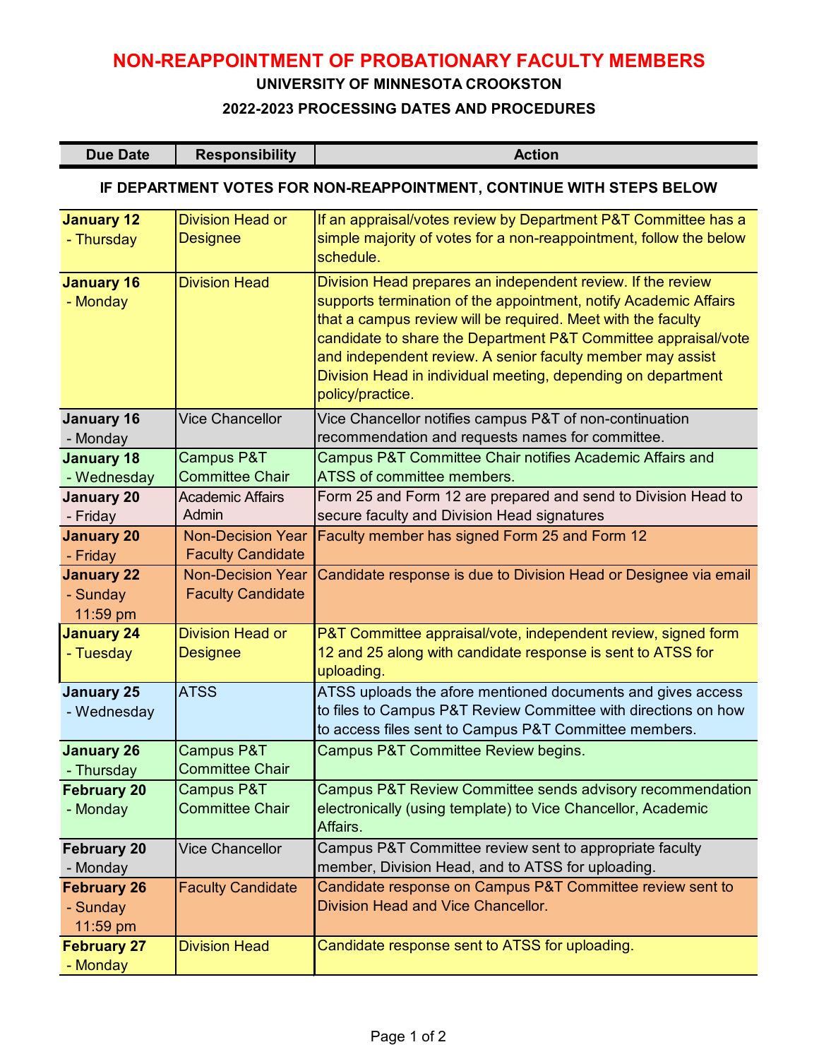# NON-REAPPOINTMENT OF PROBATIONARY FACULTY MEMBERS

## UNIVERSITY OF MINNESOTA CROOKSTON

## 2022-2023 PROCESSING DATES AND PROCEDURES

| Due Date | Responsibility | Action |
|---|---|---|
| **IF DEPARTMENT VOTES FOR NON-REAPPOINTMENT, CONTINUE WITH STEPS BELOW** | | |
| **January 12** - Thursday | Division Head or Designee | If an appraisal/votes review by Department P&T Committee has a simple majority of votes for a non-reappointment, follow the below schedule. |
| **January 16** - Monday | Division Head | Division Head prepares an independent review. If the review supports termination of the appointment, notify Academic Affairs that a campus review will be required. Meet with the faculty candidate to share the Department P&T Committee appraisal/vote and independent review. A senior faculty member may assist Division Head in individual meeting, depending on department policy/practice. |
| **January 16** - Monday | Vice Chancellor | Vice Chancellor notifies campus P&T of non-continuation recommendation and requests names for committee. |
| **January 18** - Wednesday | Campus P&T Committee Chair | Campus P&T Committee Chair notifies Academic Affairs and ATSS of committee members. |
| **January 20** - Friday | Academic Affairs Admin | Form 25 and Form 12 are prepared and send to Division Head to secure faculty and Division Head signatures |
| **January 20** - Friday | Non-Decision Year Faculty Candidate | Faculty member has signed Form 25 and Form 12 |
| **January 22** - Sunday 11:59 pm | Non-Decision Year Faculty Candidate | Candidate response is due to Division Head or Designee via email |
| **January 24** - Tuesday | Division Head or Designee | P&T Committee appraisal/vote, independent review, signed form 12 and 25 along with candidate response is sent to ATSS for uploading. |
| **January 25** - Wednesday | ATSS | ATSS uploads the afore mentioned documents and gives access to files to Campus P&T Review Committee with directions on how to access files sent to Campus P&T Committee members. |
| **January 26** - Thursday | Campus P&T Committee Chair | Campus P&T Committee Review begins. |
| **February 20** - Monday | Campus P&T Committee Chair | Campus P&T Review Committee sends advisory recommendation electronically (using template) to Vice Chancellor, Academic Affairs. |
| **February 20** - Monday | Vice Chancellor | Campus P&T Committee review sent to appropriate faculty member, Division Head, and to ATSS for uploading. |
| **February 26** - Sunday 11:59 pm | Faculty Candidate | Candidate response on Campus P&T Committee review sent to Division Head and Vice Chancellor. |
| **February 27** - Monday | Division Head | Candidate response sent to ATSS for uploading. |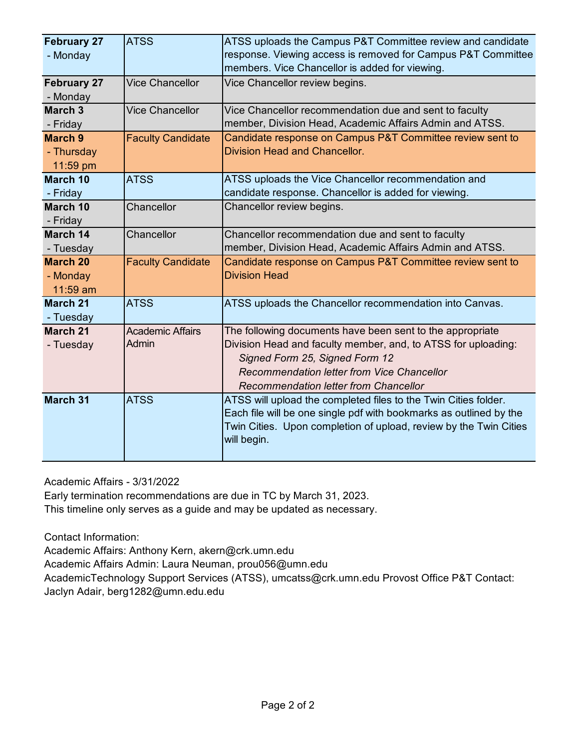| | | |
|---|---|---|
| **February 27** - Monday | ATSS | ATSS uploads the Campus P&T Committee review and candidate response. Viewing access is removed for Campus P&T Committee members. Vice Chancellor is added for viewing. |
| **February 27** - Monday | Vice Chancellor | Vice Chancellor review begins. |
| **March 3** - Friday | Vice Chancellor | Vice Chancellor recommendation due and sent to faculty member, Division Head, Academic Affairs Admin and ATSS. |
| **March 9** - Thursday 11:59 pm | Faculty Candidate | Candidate response on Campus P&T Committee review sent to Division Head and Chancellor. |
| **March 10** - Friday | ATSS | ATSS uploads the Vice Chancellor recommendation and candidate response. Chancellor is added for viewing. |
| **March 10** - Friday | Chancellor | Chancellor review begins. |
| **March 14** - Tuesday | Chancellor | Chancellor recommendation due and sent to faculty member, Division Head, Academic Affairs Admin and ATSS. |
| **March 20** - Monday 11:59 am | Faculty Candidate | Candidate response on Campus P&T Committee review sent to Division Head |
| **March 21** - Tuesday | ATSS | ATSS uploads the Chancellor recommendation into Canvas. |
| **March 21** - Tuesday | Academic Affairs Admin | The following documents have been sent to the appropriate Division Head and faculty member, and, to ATSS for uploading: *Signed Form 25, Signed Form 12* *Recommendation letter from Vice Chancellor* *Recommendation letter from Chancellor* |
| **March 31** | ATSS | ATSS will upload the completed files to the Twin Cities folder. Each file will be one single pdf with bookmarks as outlined by the Twin Cities. Upon completion of upload, review by the Twin Cities will begin. |

Academic Affairs - 3/31/2022
Early termination recommendations are due in TC by March 31, 2023.
This timeline only serves as a guide and may be updated as necessary.

Contact Information:
Academic Affairs: Anthony Kern, akern@crk.umn.edu
Academic Affairs Admin: Laura Neuman, prou056@umn.edu
AcademicTechnology Support Services (ATSS), umcatss@crk.umn.edu Provost Office P&T Contact: Jaclyn Adair, berg1282@umn.edu.edu